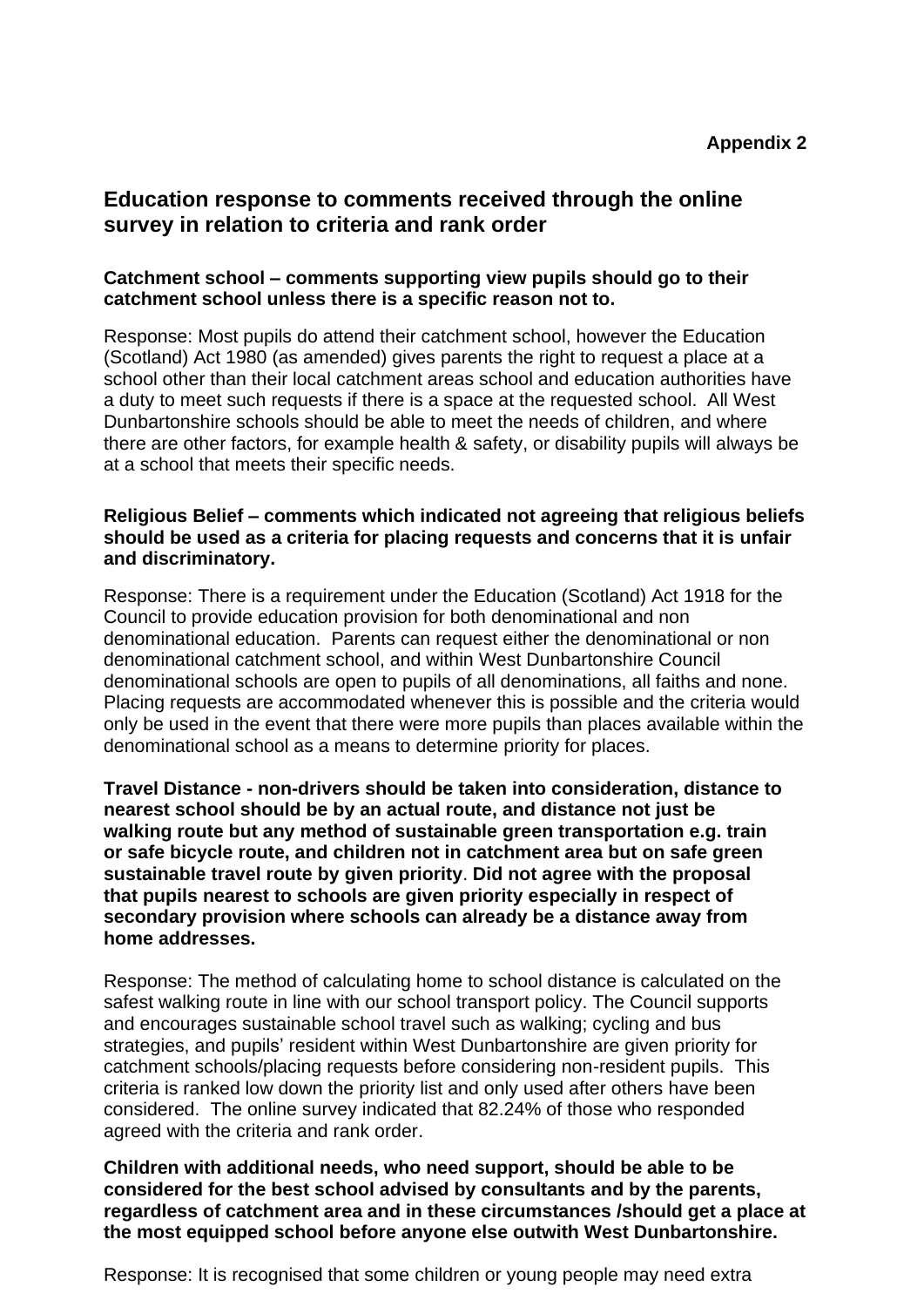**Appendix 2**

## Education response to comments received through the online survey in relation to criteria and rank order

**Catchment school – comments supporting view pupils should go to their catchment school unless there is a specific reason not to.**

Response: Most pupils do attend their catchment school, however the Education (Scotland) Act 1980 (as amended) gives parents the right to request a place at a school other than their local catchment areas school and education authorities have a duty to meet such requests if there is a space at the requested school. All West Dunbartonshire schools should be able to meet the needs of children, and where there are other factors, for example health & safety, or disability pupils will always be at a school that meets their specific needs.

**Religious Belief – comments which indicated not agreeing that religious beliefs should be used as a criteria for placing requests and concerns that it is unfair and discriminatory.**

Response: There is a requirement under the Education (Scotland) Act 1918 for the Council to provide education provision for both denominational and non denominational education. Parents can request either the denominational or non denominational catchment school, and within West Dunbartonshire Council denominational schools are open to pupils of all denominations, all faiths and none. Placing requests are accommodated whenever this is possible and the criteria would only be used in the event that there were more pupils than places available within the denominational school as a means to determine priority for places.

**Travel Distance - non-drivers should be taken into consideration, distance to nearest school should be by an actual route, and distance not just be walking route but any method of sustainable green transportation e.g. train or safe bicycle route, and children not in catchment area but on safe green sustainable travel route by given priority. Did not agree with the proposal that pupils nearest to schools are given priority especially in respect of secondary provision where schools can already be a distance away from home addresses.**

Response: The method of calculating home to school distance is calculated on the safest walking route in line with our school transport policy. The Council supports and encourages sustainable school travel such as walking; cycling and bus strategies, and pupils' resident within West Dunbartonshire are given priority for catchment schools/placing requests before considering non-resident pupils. This criteria is ranked low down the priority list and only used after others have been considered. The online survey indicated that 82.24% of those who responded agreed with the criteria and rank order.

**Children with additional needs, who need support, should be able to be considered for the best school advised by consultants and by the parents, regardless of catchment area and in these circumstances /should get a place at the most equipped school before anyone else outwith West Dunbartonshire.**

Response: It is recognised that some children or young people may need extra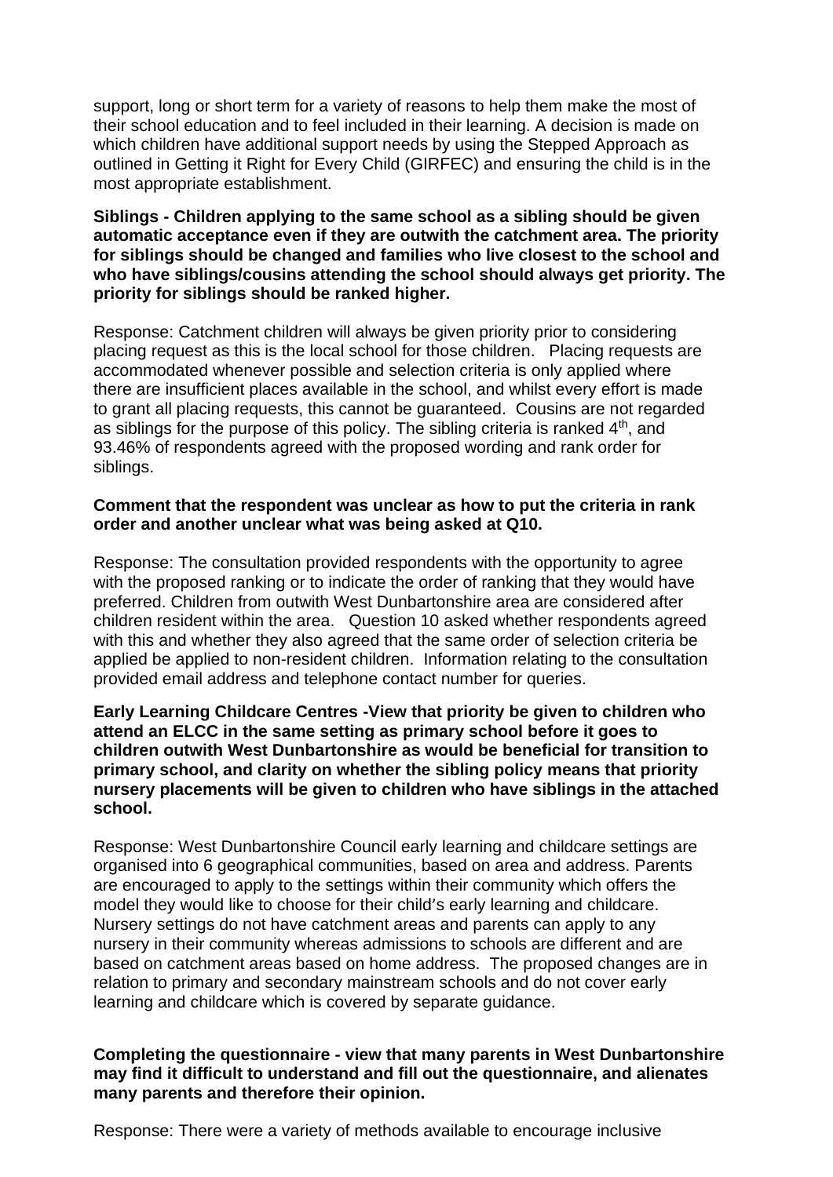support, long or short term for a variety of reasons to help them make the most of their school education and to feel included in their learning. A decision is made on which children have additional support needs by using the Stepped Approach as outlined in Getting it Right for Every Child (GIRFEC) and ensuring the child is in the most appropriate establishment.

**Siblings - Children applying to the same school as a sibling should be given automatic acceptance even if they are outwith the catchment area. The priority for siblings should be changed and families who live closest to the school and who have siblings/cousins attending the school should always get priority. The priority for siblings should be ranked higher.**

Response: Catchment children will always be given priority prior to considering placing request as this is the local school for those children. Placing requests are accommodated whenever possible and selection criteria is only applied where there are insufficient places available in the school, and whilst every effort is made to grant all placing requests, this cannot be guaranteed. Cousins are not regarded as siblings for the purpose of this policy. The sibling criteria is ranked 4th, and 93.46% of respondents agreed with the proposed wording and rank order for siblings.

**Comment that the respondent was unclear as how to put the criteria in rank order and another unclear what was being asked at Q10.**

Response: The consultation provided respondents with the opportunity to agree with the proposed ranking or to indicate the order of ranking that they would have preferred. Children from outwith West Dunbartonshire area are considered after children resident within the area. Question 10 asked whether respondents agreed with this and whether they also agreed that the same order of selection criteria be applied be applied to non-resident children. Information relating to the consultation provided email address and telephone contact number for queries.

**Early Learning Childcare Centres -View that priority be given to children who attend an ELCC in the same setting as primary school before it goes to children outwith West Dunbartonshire as would be beneficial for transition to primary school, and clarity on whether the sibling policy means that priority nursery placements will be given to children who have siblings in the attached school.**

Response: West Dunbartonshire Council early learning and childcare settings are organised into 6 geographical communities, based on area and address. Parents are encouraged to apply to the settings within their community which offers the model they would like to choose for their child's early learning and childcare. Nursery settings do not have catchment areas and parents can apply to any nursery in their community whereas admissions to schools are different and are based on catchment areas based on home address. The proposed changes are in relation to primary and secondary mainstream schools and do not cover early learning and childcare which is covered by separate guidance.

**Completing the questionnaire - view that many parents in West Dunbartonshire may find it difficult to understand and fill out the questionnaire, and alienates many parents and therefore their opinion.**

Response: There were a variety of methods available to encourage inclusive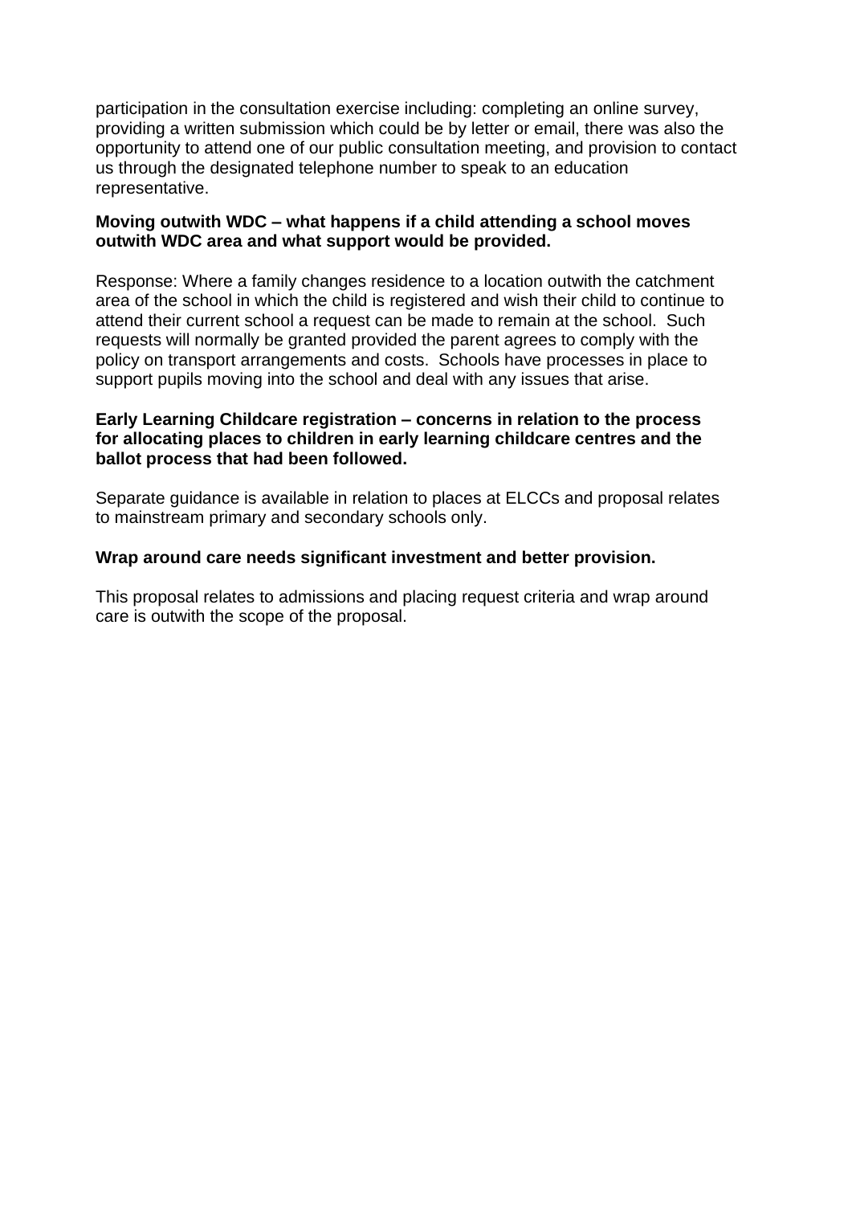participation in the consultation exercise including: completing an online survey, providing a written submission which could be by letter or email, there was also the opportunity to attend one of our public consultation meeting, and provision to contact us through the designated telephone number to speak to an education representative.

**Moving outwith WDC – what happens if a child attending a school moves outwith WDC area and what support would be provided.**

Response: Where a family changes residence to a location outwith the catchment area of the school in which the child is registered and wish their child to continue to attend their current school a request can be made to remain at the school. Such requests will normally be granted provided the parent agrees to comply with the policy on transport arrangements and costs. Schools have processes in place to support pupils moving into the school and deal with any issues that arise.

**Early Learning Childcare registration – concerns in relation to the process for allocating places to children in early learning childcare centres and the ballot process that had been followed.**

Separate guidance is available in relation to places at ELCCs and proposal relates to mainstream primary and secondary schools only.

**Wrap around care needs significant investment and better provision.**

This proposal relates to admissions and placing request criteria and wrap around care is outwith the scope of the proposal.